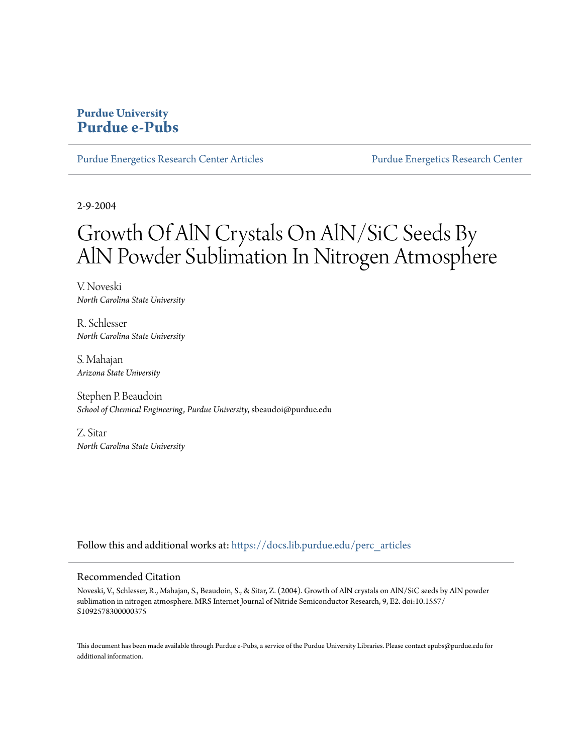**Purdue University**
**Purdue e-Pubs**

Purdue Energetics Research Center Articles | Purdue Energetics Research Center

2-9-2004

# Growth Of AlN Crystals On AlN/SiC Seeds By AlN Powder Sublimation In Nitrogen Atmosphere

V. Noveski
*North Carolina State University*

R. Schlesser
*North Carolina State University*

S. Mahajan
*Arizona State University*

Stephen P. Beaudoin
*School of Chemical Engineering, Purdue University*, sbeaudoi@purdue.edu

Z. Sitar
*North Carolina State University*

Follow this and additional works at: https://docs.lib.purdue.edu/perc_articles

## Recommended Citation

Noveski, V., Schlesser, R., Mahajan, S., Beaudoin, S., & Sitar, Z. (2004). Growth of AlN crystals on AlN/SiC seeds by AlN powder sublimation in nitrogen atmosphere. MRS Internet Journal of Nitride Semiconductor Research, 9, E2. doi:10.1557/S1092578300000375

This document has been made available through Purdue e-Pubs, a service of the Purdue University Libraries. Please contact epubs@purdue.edu for additional information.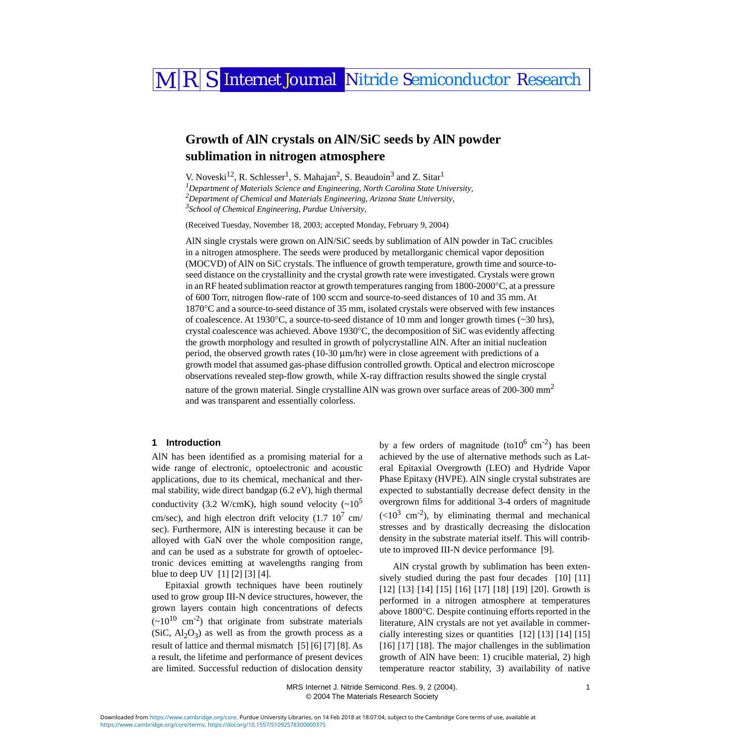# Growth of AlN crystals on AlN/SiC seeds by AlN powder sublimation in nitrogen atmosphere

V. Noveski[12], R. Schlesser[1], S. Mahajan[2], S. Beaudoin[3] and Z. Sitar[1]

[1]*Department of Materials Science and Engineering, North Carolina State University,*
[2]*Department of Chemical and Materials Engineering, Arizona State University,*
[3]*School of Chemical Engineering, Purdue University,*

(Received Tuesday, November 18, 2003; accepted Monday, February 9, 2004)

AlN single crystals were grown on AlN/SiC seeds by sublimation of AlN powder in TaC crucibles in a nitrogen atmosphere. The seeds were produced by metallorganic chemical vapor deposition (MOCVD) of AlN on SiC crystals. The influence of growth temperature, growth time and source-to-seed distance on the crystallinity and the crystal growth rate were investigated. Crystals were grown in an RF heated sublimation reactor at growth temperatures ranging from 1800-2000°C, at a pressure of 600 Torr, nitrogen flow-rate of 100 sccm and source-to-seed distances of 10 and 35 mm. At 1870°C and a source-to-seed distance of 35 mm, isolated crystals were observed with few instances of coalescence. At 1930°C, a source-to-seed distance of 10 mm and longer growth times (~30 hrs), crystal coalescence was achieved. Above 1930°C, the decomposition of SiC was evidently affecting the growth morphology and resulted in growth of polycrystalline AlN. After an initial nucleation period, the observed growth rates (10-30 µm/hr) were in close agreement with predictions of a growth model that assumed gas-phase diffusion controlled growth. Optical and electron microscope observations revealed step-flow growth, while X-ray diffraction results showed the single crystal nature of the grown material. Single crystalline AlN was grown over surface areas of 200-300 $mm^2$ and was transparent and essentially colorless.

## 1 Introduction

AlN has been identified as a promising material for a wide range of electronic, optoelectronic and acoustic applications, due to its chemical, mechanical and thermal stability, wide direct bandgap (6.2 eV), high thermal conductivity (3.2 W/cmK), high sound velocity (~$10^5$ cm/sec), and high electron drift velocity (1.7 $10^7$ cm/sec). Furthermore, AlN is interesting because it can be alloyed with GaN over the whole composition range, and can be used as a substrate for growth of optoelectronic devices emitting at wavelengths ranging from blue to deep UV [1] [2] [3] [4].

Epitaxial growth techniques have been routinely used to grow group III-N device structures, however, the grown layers contain high concentrations of defects (~$10^{10}$ $cm^{-2}$) that originate from substrate materials (SiC, $Al_2O_3$) as well as from the growth process as a result of lattice and thermal mismatch [5] [6] [7] [8]. As a result, the lifetime and performance of present devices are limited. Successful reduction of dislocation density by a few orders of magnitude (to$10^6$ $cm^{-2}$) has been achieved by the use of alternative methods such as Lateral Epitaxial Overgrowth (LEO) and Hydride Vapor Phase Epitaxy (HVPE). AlN single crystal substrates are expected to substantially decrease defect density in the overgrown films for additional 3-4 orders of magnitude (<$10^3$ $cm^{-2}$), by eliminating thermal and mechanical stresses and by drastically decreasing the dislocation density in the substrate material itself. This will contribute to improved III-N device performance [9].

AlN crystal growth by sublimation has been extensively studied during the past four decades [10] [11] [12] [13] [14] [15] [16] [17] [18] [19] [20]. Growth is performed in a nitrogen atmosphere at temperatures above 1800°C. Despite continuing efforts reported in the literature, AlN crystals are not yet available in commercially interesting sizes or quantities [12] [13] [14] [15] [16] [17] [18]. The major challenges in the sublimation growth of AlN have been: 1) crucible material, 2) high temperature reactor stability, 3) availability of native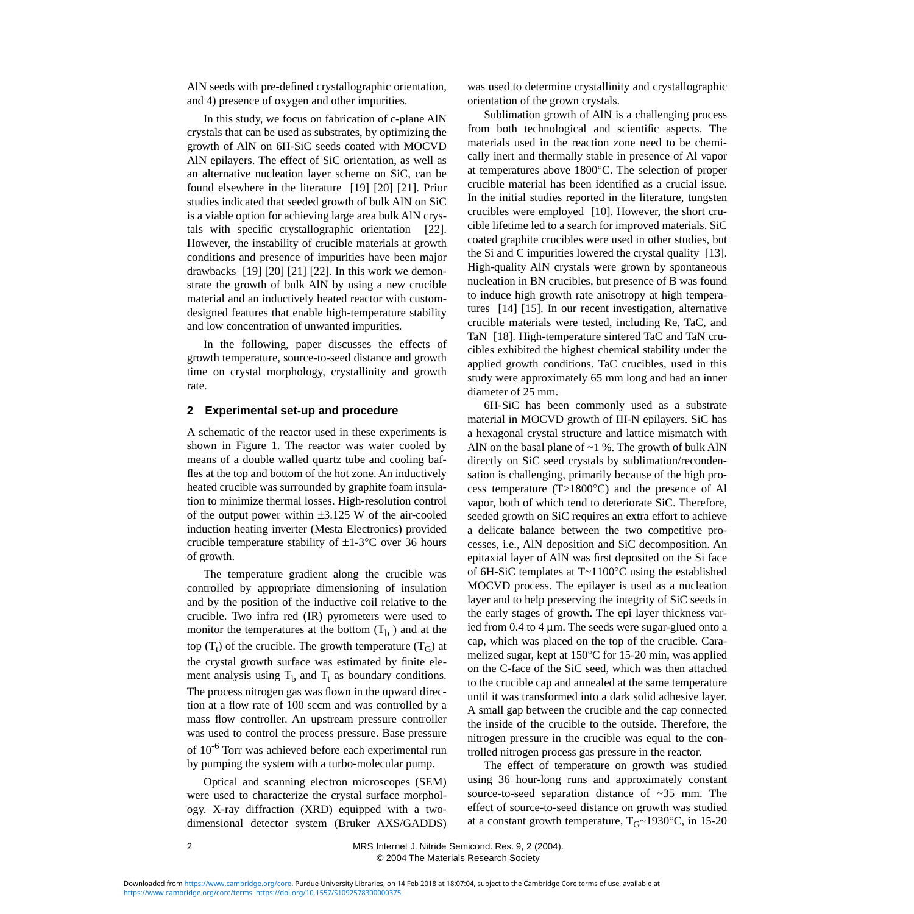AlN seeds with pre-defined crystallographic orientation, and 4) presence of oxygen and other impurities.

In this study, we focus on fabrication of c-plane AlN crystals that can be used as substrates, by optimizing the growth of AlN on 6H-SiC seeds coated with MOCVD AlN epilayers. The effect of SiC orientation, as well as an alternative nucleation layer scheme on SiC, can be found elsewhere in the literature [19] [20] [21]. Prior studies indicated that seeded growth of bulk AlN on SiC is a viable option for achieving large area bulk AlN crystals with specific crystallographic orientation [22]. However, the instability of crucible materials at growth conditions and presence of impurities have been major drawbacks [19] [20] [21] [22]. In this work we demonstrate the growth of bulk AlN by using a new crucible material and an inductively heated reactor with custom-designed features that enable high-temperature stability and low concentration of unwanted impurities.

In the following, paper discusses the effects of growth temperature, source-to-seed distance and growth time on crystal morphology, crystallinity and growth rate.

## 2 Experimental set-up and procedure

A schematic of the reactor used in these experiments is shown in Figure 1. The reactor was water cooled by means of a double walled quartz tube and cooling baffles at the top and bottom of the hot zone. An inductively heated crucible was surrounded by graphite foam insulation to minimize thermal losses. High-resolution control of the output power within ±3.125 W of the air-cooled induction heating inverter (Mesta Electronics) provided crucible temperature stability of ±1-3°C over 36 hours of growth.

The temperature gradient along the crucible was controlled by appropriate dimensioning of insulation and by the position of the inductive coil relative to the crucible. Two infra red (IR) pyrometers were used to monitor the temperatures at the bottom ($T_b$ ) and at the top ($T_t$) of the crucible. The growth temperature ($T_G$) at the crystal growth surface was estimated by finite element analysis using $T_b$ and $T_t$ as boundary conditions. The process nitrogen gas was flown in the upward direction at a flow rate of 100 sccm and was controlled by a mass flow controller. An upstream pressure controller was used to control the process pressure. Base pressure of $10^{-6}$ Torr was achieved before each experimental run by pumping the system with a turbo-molecular pump.

Optical and scanning electron microscopes (SEM) were used to characterize the crystal surface morphology. X-ray diffraction (XRD) equipped with a two-dimensional detector system (Bruker AXS/GADDS) was used to determine crystallinity and crystallographic orientation of the grown crystals.

Sublimation growth of AlN is a challenging process from both technological and scientific aspects. The materials used in the reaction zone need to be chemically inert and thermally stable in presence of Al vapor at temperatures above 1800°C. The selection of proper crucible material has been identified as a crucial issue. In the initial studies reported in the literature, tungsten crucibles were employed [10]. However, the short crucible lifetime led to a search for improved materials. SiC coated graphite crucibles were used in other studies, but the Si and C impurities lowered the crystal quality [13]. High-quality AlN crystals were grown by spontaneous nucleation in BN crucibles, but presence of B was found to induce high growth rate anisotropy at high temperatures [14] [15]. In our recent investigation, alternative crucible materials were tested, including Re, TaC, and TaN [18]. High-temperature sintered TaC and TaN crucibles exhibited the highest chemical stability under the applied growth conditions. TaC crucibles, used in this study were approximately 65 mm long and had an inner diameter of 25 mm.

6H-SiC has been commonly used as a substrate material in MOCVD growth of III-N epilayers. SiC has a hexagonal crystal structure and lattice mismatch with AlN on the basal plane of ~1 %. The growth of bulk AlN directly on SiC seed crystals by sublimation/recondensation is challenging, primarily because of the high process temperature (T>1800°C) and the presence of Al vapor, both of which tend to deteriorate SiC. Therefore, seeded growth on SiC requires an extra effort to achieve a delicate balance between the two competitive processes, i.e., AlN deposition and SiC decomposition. An epitaxial layer of AlN was first deposited on the Si face of 6H-SiC templates at T~1100°C using the established MOCVD process. The epilayer is used as a nucleation layer and to help preserving the integrity of SiC seeds in the early stages of growth. The epi layer thickness varied from 0.4 to 4 µm. The seeds were sugar-glued onto a cap, which was placed on the top of the crucible. Caramelized sugar, kept at 150°C for 15-20 min, was applied on the C-face of the SiC seed, which was then attached to the crucible cap and annealed at the same temperature until it was transformed into a dark solid adhesive layer. A small gap between the crucible and the cap connected the inside of the crucible to the outside. Therefore, the nitrogen pressure in the crucible was equal to the controlled nitrogen process gas pressure in the reactor.

The effect of temperature on growth was studied using 36 hour-long runs and approximately constant source-to-seed separation distance of ~35 mm. The effect of source-to-seed distance on growth was studied at a constant growth temperature, $T_G$~1930°C, in 15-20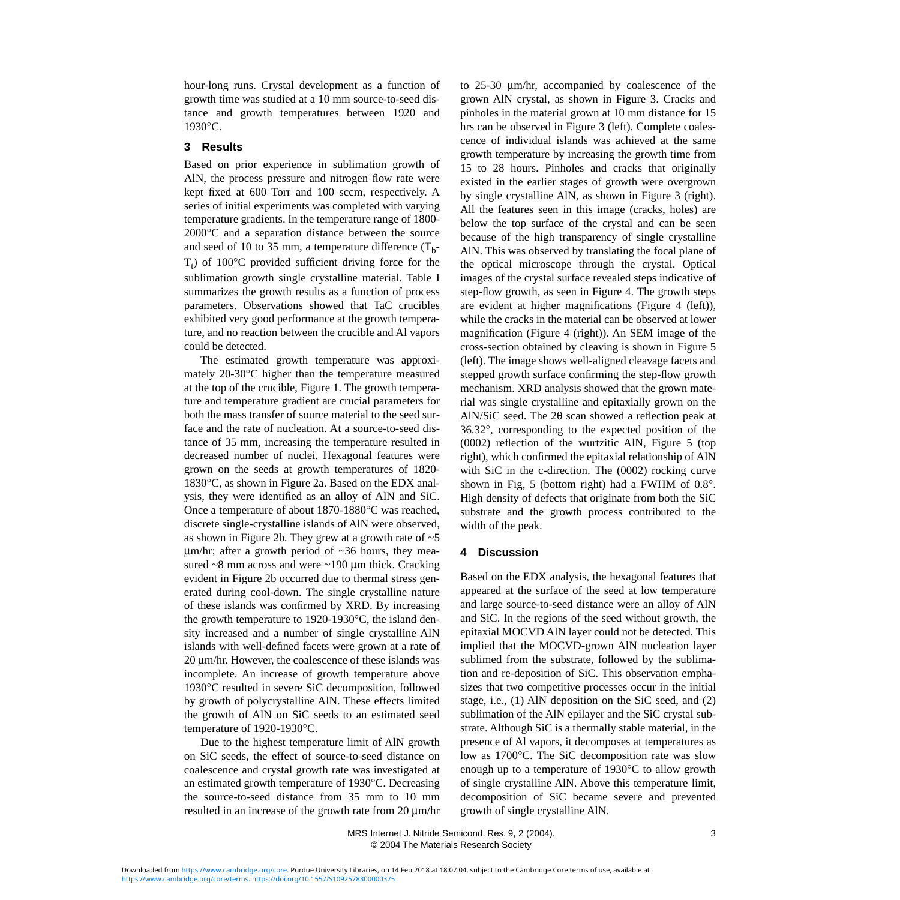hour-long runs. Crystal development as a function of growth time was studied at a 10 mm source-to-seed distance and growth temperatures between 1920 and 1930°C.

## 3 Results

Based on prior experience in sublimation growth of AlN, the process pressure and nitrogen flow rate were kept fixed at 600 Torr and 100 sccm, respectively. A series of initial experiments was completed with varying temperature gradients. In the temperature range of 1800-2000°C and a separation distance between the source and seed of 10 to 35 mm, a temperature difference ($T_b$-$T_t$) of 100°C provided sufficient driving force for the sublimation growth single crystalline material. Table I summarizes the growth results as a function of process parameters. Observations showed that TaC crucibles exhibited very good performance at the growth temperature, and no reaction between the crucible and Al vapors could be detected.

The estimated growth temperature was approximately 20-30°C higher than the temperature measured at the top of the crucible, Figure 1. The growth temperature and temperature gradient are crucial parameters for both the mass transfer of source material to the seed surface and the rate of nucleation. At a source-to-seed distance of 35 mm, increasing the temperature resulted in decreased number of nuclei. Hexagonal features were grown on the seeds at growth temperatures of 1820-1830°C, as shown in Figure 2a. Based on the EDX analysis, they were identified as an alloy of AlN and SiC. Once a temperature of about 1870-1880°C was reached, discrete single-crystalline islands of AlN were observed, as shown in Figure 2b. They grew at a growth rate of ~5 µm/hr; after a growth period of ~36 hours, they measured ~8 mm across and were ~190 µm thick. Cracking evident in Figure 2b occurred due to thermal stress generated during cool-down. The single crystalline nature of these islands was confirmed by XRD. By increasing the growth temperature to 1920-1930°C, the island density increased and a number of single crystalline AlN islands with well-defined facets were grown at a rate of 20 µm/hr. However, the coalescence of these islands was incomplete. An increase of growth temperature above 1930°C resulted in severe SiC decomposition, followed by growth of polycrystalline AlN. These effects limited the growth of AlN on SiC seeds to an estimated seed temperature of 1920-1930°C.

Due to the highest temperature limit of AlN growth on SiC seeds, the effect of source-to-seed distance on coalescence and crystal growth rate was investigated at an estimated growth temperature of 1930°C. Decreasing the source-to-seed distance from 35 mm to 10 mm resulted in an increase of the growth rate from 20 µm/hr to 25-30 µm/hr, accompanied by coalescence of the grown AlN crystal, as shown in Figure 3. Cracks and pinholes in the material grown at 10 mm distance for 15 hrs can be observed in Figure 3 (left). Complete coalescence of individual islands was achieved at the same growth temperature by increasing the growth time from 15 to 28 hours. Pinholes and cracks that originally existed in the earlier stages of growth were overgrown by single crystalline AlN, as shown in Figure 3 (right). All the features seen in this image (cracks, holes) are below the top surface of the crystal and can be seen because of the high transparency of single crystalline AlN. This was observed by translating the focal plane of the optical microscope through the crystal. Optical images of the crystal surface revealed steps indicative of step-flow growth, as seen in Figure 4. The growth steps are evident at higher magnifications (Figure 4 (left)), while the cracks in the material can be observed at lower magnification (Figure 4 (right)). An SEM image of the cross-section obtained by cleaving is shown in Figure 5 (left). The image shows well-aligned cleavage facets and stepped growth surface confirming the step-flow growth mechanism. XRD analysis showed that the grown material was single crystalline and epitaxially grown on the AlN/SiC seed. The 2θ scan showed a reflection peak at 36.32°, corresponding to the expected position of the (0002) reflection of the wurtzitic AlN, Figure 5 (top right), which confirmed the epitaxial relationship of AlN with SiC in the c-direction. The (0002) rocking curve shown in Fig, 5 (bottom right) had a FWHM of 0.8°. High density of defects that originate from both the SiC substrate and the growth process contributed to the width of the peak.

## 4 Discussion

Based on the EDX analysis, the hexagonal features that appeared at the surface of the seed at low temperature and large source-to-seed distance were an alloy of AlN and SiC. In the regions of the seed without growth, the epitaxial MOCVD AlN layer could not be detected. This implied that the MOCVD-grown AlN nucleation layer sublimed from the substrate, followed by the sublimation and re-deposition of SiC. This observation emphasizes that two competitive processes occur in the initial stage, i.e., (1) AlN deposition on the SiC seed, and (2) sublimation of the AlN epilayer and the SiC crystal substrate. Although SiC is a thermally stable material, in the presence of Al vapors, it decomposes at temperatures as low as 1700°C. The SiC decomposition rate was slow enough up to a temperature of 1930°C to allow growth of single crystalline AlN. Above this temperature limit, decomposition of SiC became severe and prevented growth of single crystalline AlN.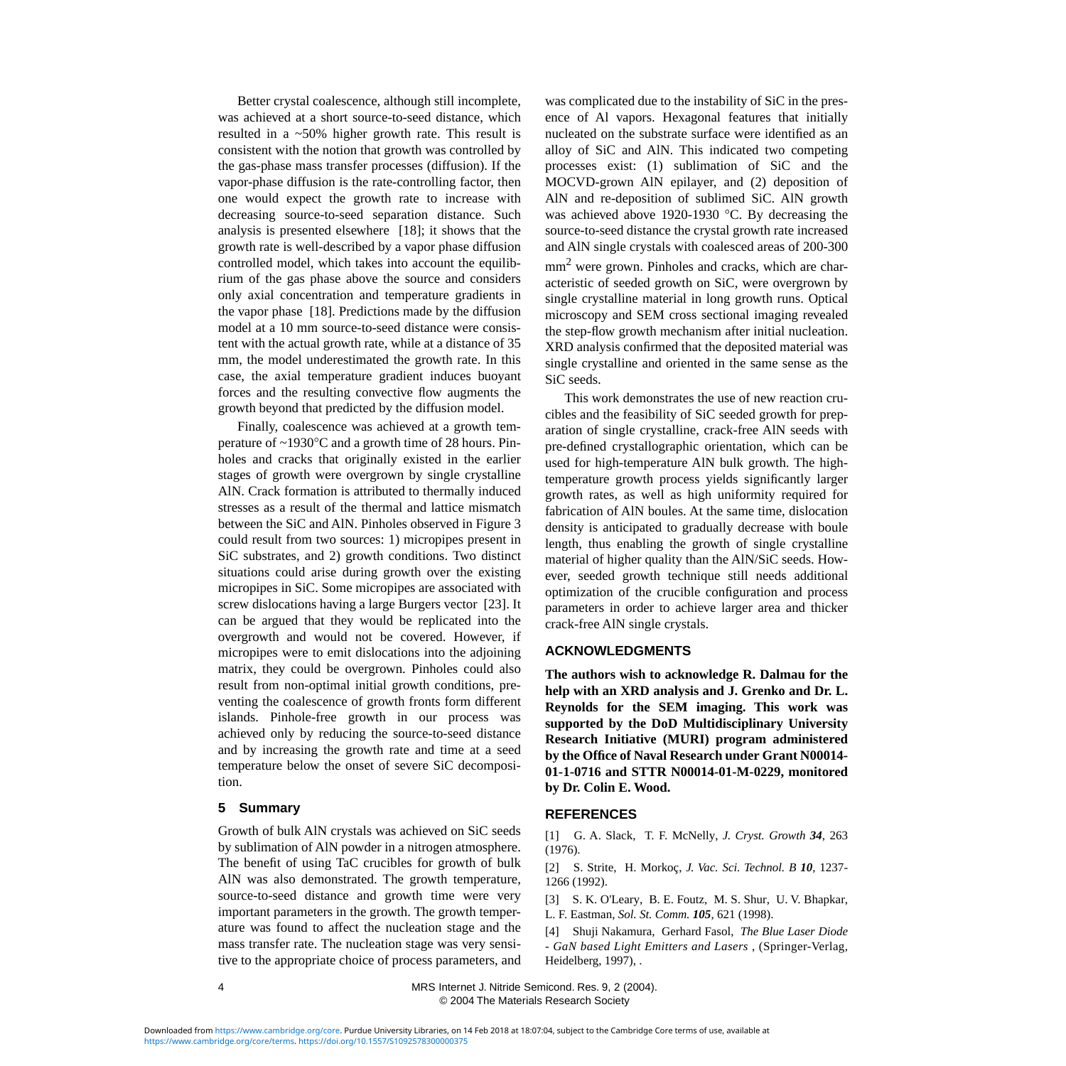Better crystal coalescence, although still incomplete, was achieved at a short source-to-seed distance, which resulted in a ~50% higher growth rate. This result is consistent with the notion that growth was controlled by the gas-phase mass transfer processes (diffusion). If the vapor-phase diffusion is the rate-controlling factor, then one would expect the growth rate to increase with decreasing source-to-seed separation distance. Such analysis is presented elsewhere [18]; it shows that the growth rate is well-described by a vapor phase diffusion controlled model, which takes into account the equilibrium of the gas phase above the source and considers only axial concentration and temperature gradients in the vapor phase [18]. Predictions made by the diffusion model at a 10 mm source-to-seed distance were consistent with the actual growth rate, while at a distance of 35 mm, the model underestimated the growth rate. In this case, the axial temperature gradient induces buoyant forces and the resulting convective flow augments the growth beyond that predicted by the diffusion model.

Finally, coalescence was achieved at a growth temperature of ~1930°C and a growth time of 28 hours. Pinholes and cracks that originally existed in the earlier stages of growth were overgrown by single crystalline AlN. Crack formation is attributed to thermally induced stresses as a result of the thermal and lattice mismatch between the SiC and AlN. Pinholes observed in Figure 3 could result from two sources: 1) micropipes present in SiC substrates, and 2) growth conditions. Two distinct situations could arise during growth over the existing micropipes in SiC. Some micropipes are associated with screw dislocations having a large Burgers vector [23]. It can be argued that they would be replicated into the overgrowth and would not be covered. However, if micropipes were to emit dislocations into the adjoining matrix, they could be overgrown. Pinholes could also result from non-optimal initial growth conditions, preventing the coalescence of growth fronts form different islands. Pinhole-free growth in our process was achieved only by reducing the source-to-seed distance and by increasing the growth rate and time at a seed temperature below the onset of severe SiC decomposition.

## 5 Summary

Growth of bulk AlN crystals was achieved on SiC seeds by sublimation of AlN powder in a nitrogen atmosphere. The benefit of using TaC crucibles for growth of bulk AlN was also demonstrated. The growth temperature, source-to-seed distance and growth time were very important parameters in the growth. The growth temperature was found to affect the nucleation stage and the mass transfer rate. The nucleation stage was very sensitive to the appropriate choice of process parameters, and was complicated due to the instability of SiC in the presence of Al vapors. Hexagonal features that initially nucleated on the substrate surface were identified as an alloy of SiC and AlN. This indicated two competing processes exist: (1) sublimation of SiC and the MOCVD-grown AlN epilayer, and (2) deposition of AlN and re-deposition of sublimed SiC. AlN growth was achieved above 1920-1930 °C. By decreasing the source-to-seed distance the crystal growth rate increased and AlN single crystals with coalesced areas of 200-300 $mm^2$ were grown. Pinholes and cracks, which are characteristic of seeded growth on SiC, were overgrown by single crystalline material in long growth runs. Optical microscopy and SEM cross sectional imaging revealed the step-flow growth mechanism after initial nucleation. XRD analysis confirmed that the deposited material was single crystalline and oriented in the same sense as the SiC seeds.

This work demonstrates the use of new reaction crucibles and the feasibility of SiC seeded growth for preparation of single crystalline, crack-free AlN seeds with pre-defined crystallographic orientation, which can be used for high-temperature AlN bulk growth. The high-temperature growth process yields significantly larger growth rates, as well as high uniformity required for fabrication of AlN boules. At the same time, dislocation density is anticipated to gradually decrease with boule length, thus enabling the growth of single crystalline material of higher quality than the AlN/SiC seeds. However, seeded growth technique still needs additional optimization of the crucible configuration and process parameters in order to achieve larger area and thicker crack-free AlN single crystals.

## ACKNOWLEDGMENTS

**The authors wish to acknowledge R. Dalmau for the help with an XRD analysis and J. Grenko and Dr. L. Reynolds for the SEM imaging. This work was supported by the DoD Multidisciplinary University Research Initiative (MURI) program administered by the Office of Naval Research under Grant N00014-01-1-0716 and STTR N00014-01-M-0229, monitored by Dr. Colin E. Wood.**

## REFERENCES

[1] G. A. Slack, T. F. McNelly, *J. Cryst. Growth* ***34***, 263 (1976).

[2] S. Strite, H. Morkoç, *J. Vac. Sci. Technol. B* ***10***, 1237-1266 (1992).

[3] S. K. O'Leary, B. E. Foutz, M. S. Shur, U. V. Bhapkar, L. F. Eastman, *Sol. St. Comm.* ***105***, 621 (1998).

[4] Shuji Nakamura, Gerhard Fasol, *The Blue Laser Diode - GaN based Light Emitters and Lasers* , (Springer-Verlag, Heidelberg, 1997), .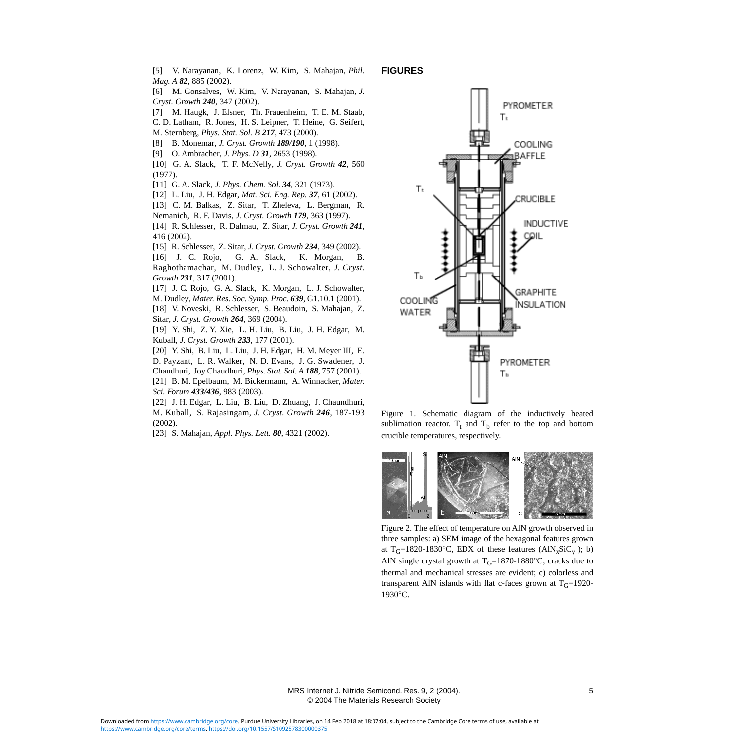[5] V. Narayanan, K. Lorenz, W. Kim, S. Mahajan, *Phil. Mag. A* ***82***, 885 (2002).

[6] M. Gonsalves, W. Kim, V. Narayanan, S. Mahajan, *J. Cryst. Growth* ***240***, 347 (2002).

[7] M. Haugk, J. Elsner, Th. Frauenheim, T. E. M. Staab, C. D. Latham, R. Jones, H. S. Leipner, T. Heine, G. Seifert, M. Sternberg, *Phys. Stat. Sol. B* ***217***, 473 (2000).

[8] B. Monemar, *J. Cryst. Growth* ***189/190***, 1 (1998).

[9] O. Ambracher, *J. Phys. D* ***31***, 2653 (1998).

[10] G. A. Slack, T. F. McNelly, *J. Cryst. Growth* ***42***, 560 (1977).

[11] G. A. Slack, *J. Phys. Chem. Sol.* ***34***, 321 (1973).

[12] L. Liu, J. H. Edgar, *Mat. Sci. Eng. Rep.* ***37***, 61 (2002).

[13] C. M. Balkas, Z. Sitar, T. Zheleva, L. Bergman, R. Nemanich, R. F. Davis, *J. Cryst. Growth* ***179***, 363 (1997).

[14] R. Schlesser, R. Dalmau, Z. Sitar, *J. Cryst. Growth* ***241***, 416 (2002).

[15] R. Schlesser, Z. Sitar, *J. Cryst. Growth* ***234***, 349 (2002).

[16] J. C. Rojo, G. A. Slack, K. Morgan, B. Raghothamachar, M. Dudley, L. J. Schowalter, *J. Cryst. Growth* ***231***, 317 (2001).

[17] J. C. Rojo, G. A. Slack, K. Morgan, L. J. Schowalter, M. Dudley, *Mater. Res. Soc. Symp. Proc.* ***639***, G1.10.1 (2001).

[18] V. Noveski, R. Schlesser, S. Beaudoin, S. Mahajan, Z. Sitar, *J. Cryst. Growth* ***264***, 369 (2004).

[19] Y. Shi, Z. Y. Xie, L. H. Liu, B. Liu, J. H. Edgar, M. Kuball, *J. Cryst. Growth* ***233***, 177 (2001).

[20] Y. Shi, B. Liu, L. Liu, J. H. Edgar, H. M. Meyer III, E. D. Payzant, L. R. Walker, N. D. Evans, J. G. Swadener, J. Chaudhuri, Joy Chaudhuri, *Phys. Stat. Sol. A* ***188***, 757 (2001).

[21] B. M. Epelbaum, M. Bickermann, A. Winnacker, *Mater. Sci. Forum* ***433/436***, 983 (2003).

[22] J. H. Edgar, L. Liu, B. Liu, D. Zhuang, J. Chaundhuri, M. Kuball, S. Rajasingam, *J. Cryst. Growth* ***246***, 187-193 (2002).

[23] S. Mahajan, *Appl. Phys. Lett.* ***80***, 4321 (2002).

## FIGURES

Figure 1. Schematic diagram of the inductively heated sublimation reactor. $T_t$ and $T_b$ refer to the top and bottom crucible temperatures, respectively.

Figure 2. The effect of temperature on AlN growth observed in three samples: a) SEM image of the hexagonal features grown at $T_G$=1820-1830°C, EDX of these features ($AlN_xSiC_y$ ); b) AlN single crystal growth at $T_G$=1870-1880°C; cracks due to thermal and mechanical stresses are evident; c) colorless and transparent AlN islands with flat c-faces grown at $T_G$=1920-1930°C.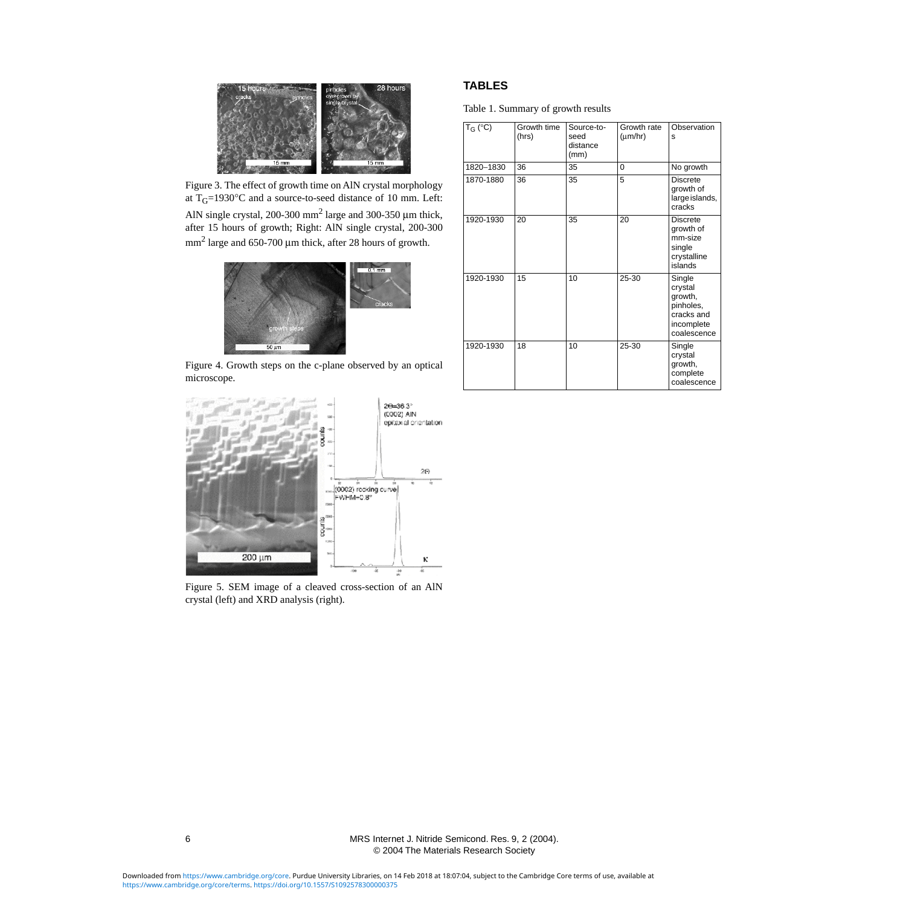Figure 3. The effect of growth time on AlN crystal morphology at $T_G$=1930°C and a source-to-seed distance of 10 mm. Left: AlN single crystal, 200-300 $mm^2$ large and 300-350 µm thick, after 15 hours of growth; Right: AlN single crystal, 200-300 $mm^2$ large and 650-700 µm thick, after 28 hours of growth.

Figure 4. Growth steps on the c-plane observed by an optical microscope.

Figure 5. SEM image of a cleaved cross-section of an AlN crystal (left) and XRD analysis (right).

## TABLES

Table 1. Summary of growth results

| $T_G$ (°C) | Growth time (hrs) | Source-to-seed distance (mm) | Growth rate (µm/hr) | Observations |
|---|---|---|---|---|
| 1820–1830 | 36 | 35 | 0 | No growth |
| 1870-1880 | 36 | 35 | 5 | Discrete growth of large islands, cracks |
| 1920-1930 | 20 | 35 | 20 | Discrete growth of mm-size single crystalline islands |
| 1920-1930 | 15 | 10 | 25-30 | Single crystal growth, pinholes, cracks and incomplete coalescence |
| 1920-1930 | 18 | 10 | 25-30 | Single crystal growth, complete coalescence |